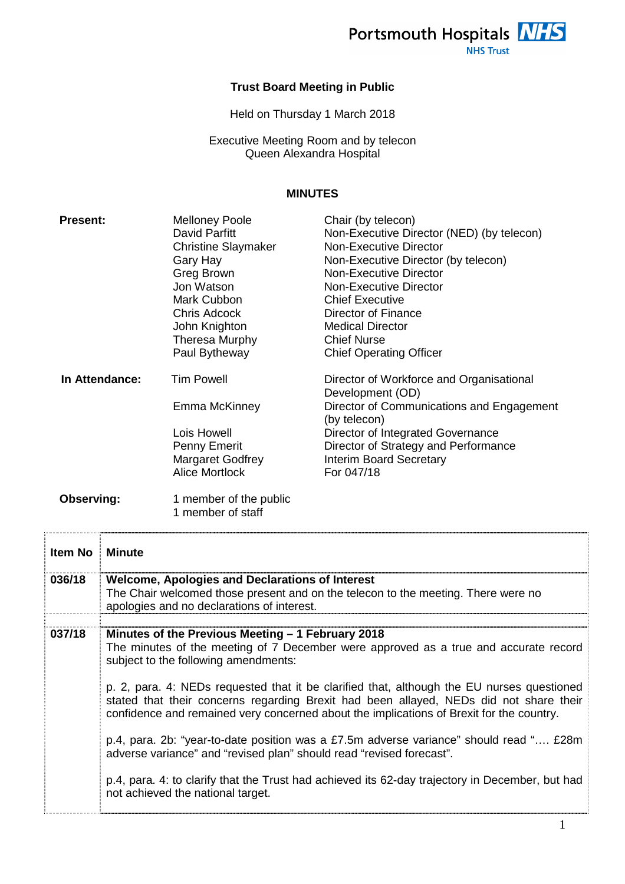Portsmouth Hospitals NHS Trust

**Trust Board Meeting in Public**

Held on Thursday 1 March 2018

Executive Meeting Room and by telecon
Queen Alexandra Hospital

**MINUTES**

| | | |
|---|---|---|
| **Present:** | Melloney Poole | Chair (by telecon) |
| | David Parfitt | Non-Executive Director (NED) (by telecon) |
| | Christine Slaymaker | Non-Executive Director |
| | Gary Hay | Non-Executive Director (by telecon) |
| | Greg Brown | Non-Executive Director |
| | Jon Watson | Non-Executive Director |
| | Mark Cubbon | Chief Executive |
| | Chris Adcock | Director of Finance |
| | John Knighton | Medical Director |
| | Theresa Murphy | Chief Nurse |
| | Paul Bytheway | Chief Operating Officer |
| **In Attendance:** | Tim Powell | Director of Workforce and Organisational Development (OD) |
| | Emma McKinney | Director of Communications and Engagement (by telecon) |
| | Lois Howell | Director of Integrated Governance |
| | Penny Emerit | Director of Strategy and Performance |
| | Margaret Godfrey | Interim Board Secretary |
| | Alice Mortlock | For 047/18 |
| **Observing:** | 1 member of the public | |
| | 1 member of staff | |

| Item No | Minute |
|---|---|
| 036/18 | **Welcome, Apologies and Declarations of Interest**<br>The Chair welcomed those present and on the telecon to the meeting. There were no apologies and no declarations of interest. |
| 037/18 | **Minutes of the Previous Meeting – 1 February 2018**<br>The minutes of the meeting of 7 December were approved as a true and accurate record subject to the following amendments:<br><br>p. 2, para. 4: NEDs requested that it be clarified that, although the EU nurses questioned stated that their concerns regarding Brexit had been allayed, NEDs did not share their confidence and remained very concerned about the implications of Brexit for the country.<br><br>p.4, para. 2b: "year-to-date position was a £7.5m adverse variance" should read ".... £28m adverse variance" and "revised plan" should read "revised forecast".<br><br>p.4, para. 4: to clarify that the Trust had achieved its 62-day trajectory in December, but had not achieved the national target. |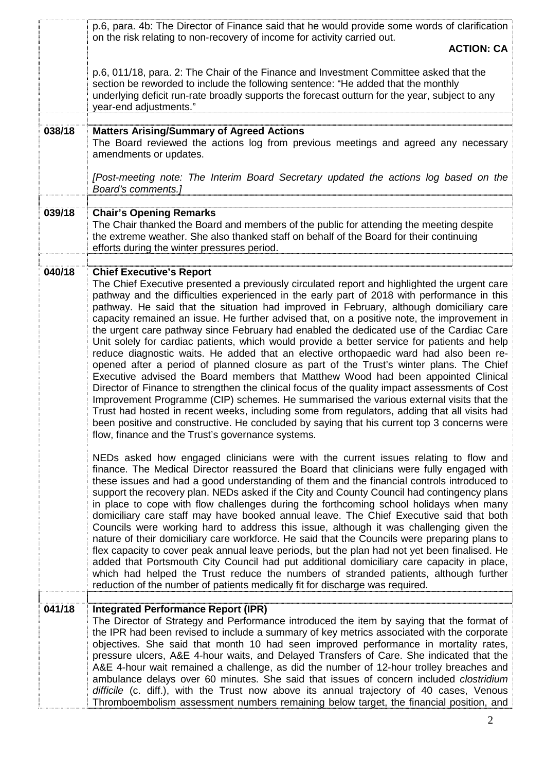p.6, para. 4b: The Director of Finance said that he would provide some words of clarification on the risk relating to non-recovery of income for activity carried out.

**ACTION: CA**

p.6, 011/18, para. 2: The Chair of the Finance and Investment Committee asked that the section be reworded to include the following sentence: "He added that the monthly underlying deficit run-rate broadly supports the forecast outturn for the year, subject to any year-end adjustments."

## 038/18 Matters Arising/Summary of Agreed Actions

The Board reviewed the actions log from previous meetings and agreed any necessary amendments or updates.

*[Post-meeting note: The Interim Board Secretary updated the actions log based on the Board's comments.]*

## 039/18 Chair's Opening Remarks

The Chair thanked the Board and members of the public for attending the meeting despite the extreme weather. She also thanked staff on behalf of the Board for their continuing efforts during the winter pressures period.

## 040/18 Chief Executive's Report

The Chief Executive presented a previously circulated report and highlighted the urgent care pathway and the difficulties experienced in the early part of 2018 with performance in this pathway. He said that the situation had improved in February, although domiciliary care capacity remained an issue. He further advised that, on a positive note, the improvement in the urgent care pathway since February had enabled the dedicated use of the Cardiac Care Unit solely for cardiac patients, which would provide a better service for patients and help reduce diagnostic waits. He added that an elective orthopaedic ward had also been re-opened after a period of planned closure as part of the Trust's winter plans. The Chief Executive advised the Board members that Matthew Wood had been appointed Clinical Director of Finance to strengthen the clinical focus of the quality impact assessments of Cost Improvement Programme (CIP) schemes. He summarised the various external visits that the Trust had hosted in recent weeks, including some from regulators, adding that all visits had been positive and constructive. He concluded by saying that his current top 3 concerns were flow, finance and the Trust's governance systems.

NEDs asked how engaged clinicians were with the current issues relating to flow and finance. The Medical Director reassured the Board that clinicians were fully engaged with these issues and had a good understanding of them and the financial controls introduced to support the recovery plan. NEDs asked if the City and County Council had contingency plans in place to cope with flow challenges during the forthcoming school holidays when many domiciliary care staff may have booked annual leave. The Chief Executive said that both Councils were working hard to address this issue, although it was challenging given the nature of their domiciliary care workforce. He said that the Councils were preparing plans to flex capacity to cover peak annual leave periods, but the plan had not yet been finalised. He added that Portsmouth City Council had put additional domiciliary care capacity in place, which had helped the Trust reduce the numbers of stranded patients, although further reduction of the number of patients medically fit for discharge was required.

## 041/18 Integrated Performance Report (IPR)

The Director of Strategy and Performance introduced the item by saying that the format of the IPR had been revised to include a summary of key metrics associated with the corporate objectives. She said that month 10 had seen improved performance in mortality rates, pressure ulcers, A&E 4-hour waits, and Delayed Transfers of Care. She indicated that the A&E 4-hour wait remained a challenge, as did the number of 12-hour trolley breaches and ambulance delays over 60 minutes. She said that issues of concern included *clostridium difficile* (c. diff.), with the Trust now above its annual trajectory of 40 cases, Venous Thromboembolism assessment numbers remaining below target, the financial position, and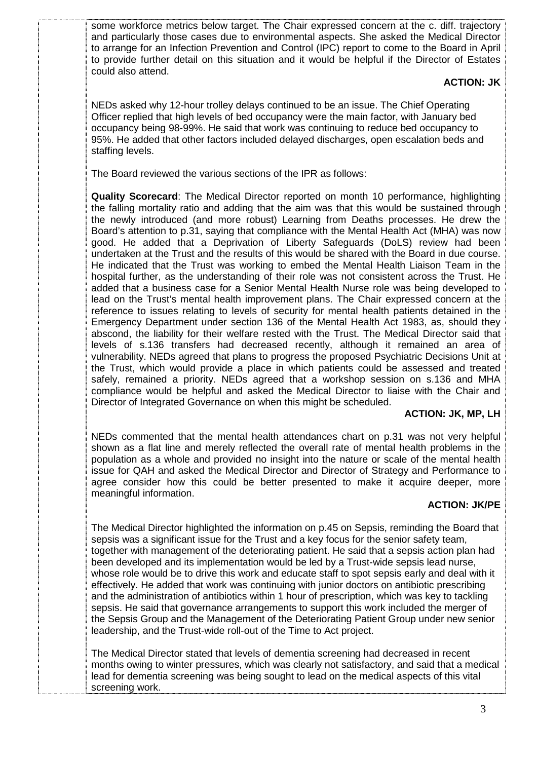some workforce metrics below target. The Chair expressed concern at the c. diff. trajectory and particularly those cases due to environmental aspects. She asked the Medical Director to arrange for an Infection Prevention and Control (IPC) report to come to the Board in April to provide further detail on this situation and it would be helpful if the Director of Estates could also attend.

**ACTION: JK**

NEDs asked why 12-hour trolley delays continued to be an issue. The Chief Operating Officer replied that high levels of bed occupancy were the main factor, with January bed occupancy being 98-99%. He said that work was continuing to reduce bed occupancy to 95%. He added that other factors included delayed discharges, open escalation beds and staffing levels.

The Board reviewed the various sections of the IPR as follows:

**Quality Scorecard**: The Medical Director reported on month 10 performance, highlighting the falling mortality ratio and adding that the aim was that this would be sustained through the newly introduced (and more robust) Learning from Deaths processes. He drew the Board's attention to p.31, saying that compliance with the Mental Health Act (MHA) was now good. He added that a Deprivation of Liberty Safeguards (DoLS) review had been undertaken at the Trust and the results of this would be shared with the Board in due course. He indicated that the Trust was working to embed the Mental Health Liaison Team in the hospital further, as the understanding of their role was not consistent across the Trust. He added that a business case for a Senior Mental Health Nurse role was being developed to lead on the Trust's mental health improvement plans. The Chair expressed concern at the reference to issues relating to levels of security for mental health patients detained in the Emergency Department under section 136 of the Mental Health Act 1983, as, should they abscond, the liability for their welfare rested with the Trust. The Medical Director said that levels of s.136 transfers had decreased recently, although it remained an area of vulnerability. NEDs agreed that plans to progress the proposed Psychiatric Decisions Unit at the Trust, which would provide a place in which patients could be assessed and treated safely, remained a priority. NEDs agreed that a workshop session on s.136 and MHA compliance would be helpful and asked the Medical Director to liaise with the Chair and Director of Integrated Governance on when this might be scheduled.

**ACTION: JK, MP, LH**

NEDs commented that the mental health attendances chart on p.31 was not very helpful shown as a flat line and merely reflected the overall rate of mental health problems in the population as a whole and provided no insight into the nature or scale of the mental health issue for QAH and asked the Medical Director and Director of Strategy and Performance to agree consider how this could be better presented to make it acquire deeper, more meaningful information.

**ACTION: JK/PE**

The Medical Director highlighted the information on p.45 on Sepsis, reminding the Board that sepsis was a significant issue for the Trust and a key focus for the senior safety team, together with management of the deteriorating patient. He said that a sepsis action plan had been developed and its implementation would be led by a Trust-wide sepsis lead nurse, whose role would be to drive this work and educate staff to spot sepsis early and deal with it effectively. He added that work was continuing with junior doctors on antibiotic prescribing and the administration of antibiotics within 1 hour of prescription, which was key to tackling sepsis. He said that governance arrangements to support this work included the merger of the Sepsis Group and the Management of the Deteriorating Patient Group under new senior leadership, and the Trust-wide roll-out of the Time to Act project.

The Medical Director stated that levels of dementia screening had decreased in recent months owing to winter pressures, which was clearly not satisfactory, and said that a medical lead for dementia screening was being sought to lead on the medical aspects of this vital screening work.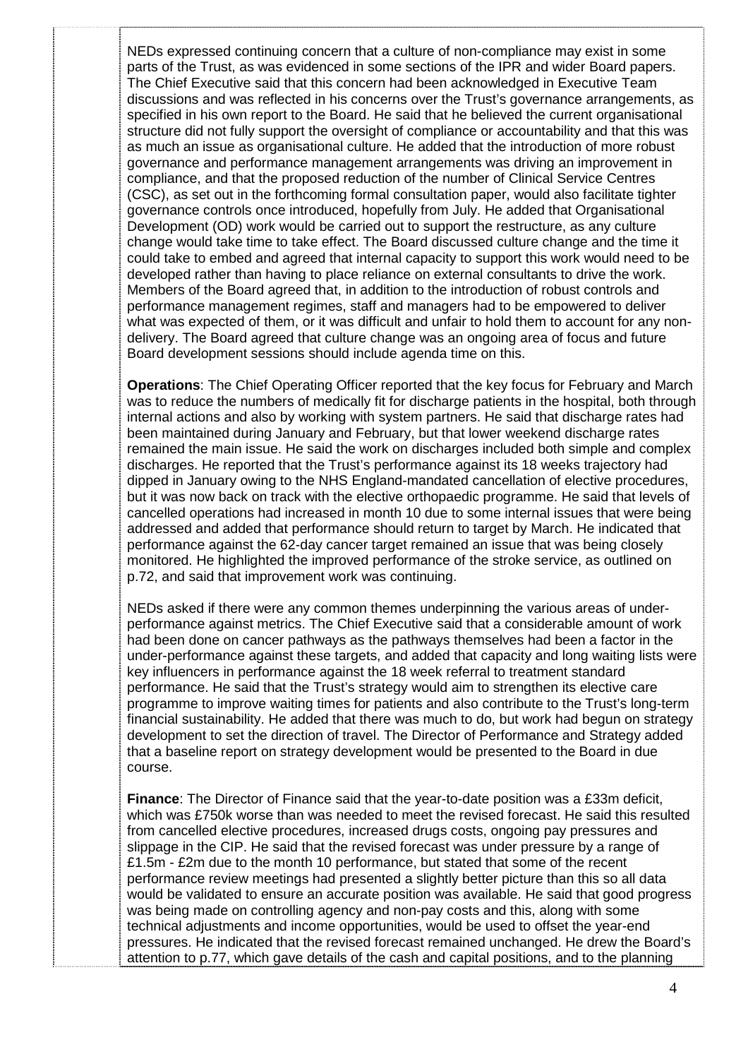NEDs expressed continuing concern that a culture of non-compliance may exist in some parts of the Trust, as was evidenced in some sections of the IPR and wider Board papers. The Chief Executive said that this concern had been acknowledged in Executive Team discussions and was reflected in his concerns over the Trust's governance arrangements, as specified in his own report to the Board. He said that he believed the current organisational structure did not fully support the oversight of compliance or accountability and that this was as much an issue as organisational culture. He added that the introduction of more robust governance and performance management arrangements was driving an improvement in compliance, and that the proposed reduction of the number of Clinical Service Centres (CSC), as set out in the forthcoming formal consultation paper, would also facilitate tighter governance controls once introduced, hopefully from July. He added that Organisational Development (OD) work would be carried out to support the restructure, as any culture change would take time to take effect. The Board discussed culture change and the time it could take to embed and agreed that internal capacity to support this work would need to be developed rather than having to place reliance on external consultants to drive the work. Members of the Board agreed that, in addition to the introduction of robust controls and performance management regimes, staff and managers had to be empowered to deliver what was expected of them, or it was difficult and unfair to hold them to account for any non-delivery. The Board agreed that culture change was an ongoing area of focus and future Board development sessions should include agenda time on this.

**Operations**: The Chief Operating Officer reported that the key focus for February and March was to reduce the numbers of medically fit for discharge patients in the hospital, both through internal actions and also by working with system partners. He said that discharge rates had been maintained during January and February, but that lower weekend discharge rates remained the main issue. He said the work on discharges included both simple and complex discharges. He reported that the Trust's performance against its 18 weeks trajectory had dipped in January owing to the NHS England-mandated cancellation of elective procedures, but it was now back on track with the elective orthopaedic programme. He said that levels of cancelled operations had increased in month 10 due to some internal issues that were being addressed and added that performance should return to target by March. He indicated that performance against the 62-day cancer target remained an issue that was being closely monitored. He highlighted the improved performance of the stroke service, as outlined on p.72, and said that improvement work was continuing.

NEDs asked if there were any common themes underpinning the various areas of under-performance against metrics. The Chief Executive said that a considerable amount of work had been done on cancer pathways as the pathways themselves had been a factor in the under-performance against these targets, and added that capacity and long waiting lists were key influencers in performance against the 18 week referral to treatment standard performance. He said that the Trust's strategy would aim to strengthen its elective care programme to improve waiting times for patients and also contribute to the Trust's long-term financial sustainability. He added that there was much to do, but work had begun on strategy development to set the direction of travel. The Director of Performance and Strategy added that a baseline report on strategy development would be presented to the Board in due course.

**Finance**: The Director of Finance said that the year-to-date position was a £33m deficit, which was £750k worse than was needed to meet the revised forecast. He said this resulted from cancelled elective procedures, increased drugs costs, ongoing pay pressures and slippage in the CIP. He said that the revised forecast was under pressure by a range of £1.5m - £2m due to the month 10 performance, but stated that some of the recent performance review meetings had presented a slightly better picture than this so all data would be validated to ensure an accurate position was available. He said that good progress was being made on controlling agency and non-pay costs and this, along with some technical adjustments and income opportunities, would be used to offset the year-end pressures. He indicated that the revised forecast remained unchanged. He drew the Board's attention to p.77, which gave details of the cash and capital positions, and to the planning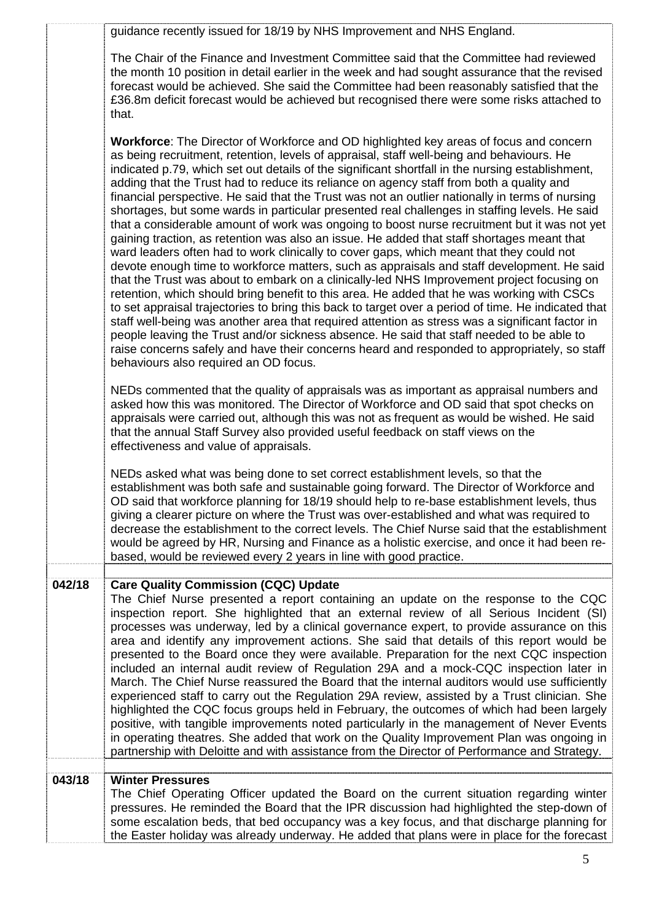guidance recently issued for 18/19 by NHS Improvement and NHS England.

The Chair of the Finance and Investment Committee said that the Committee had reviewed the month 10 position in detail earlier in the week and had sought assurance that the revised forecast would be achieved. She said the Committee had been reasonably satisfied that the £36.8m deficit forecast would be achieved but recognised there were some risks attached to that.

**Workforce**: The Director of Workforce and OD highlighted key areas of focus and concern as being recruitment, retention, levels of appraisal, staff well-being and behaviours. He indicated p.79, which set out details of the significant shortfall in the nursing establishment, adding that the Trust had to reduce its reliance on agency staff from both a quality and financial perspective. He said that the Trust was not an outlier nationally in terms of nursing shortages, but some wards in particular presented real challenges in staffing levels. He said that a considerable amount of work was ongoing to boost nurse recruitment but it was not yet gaining traction, as retention was also an issue. He added that staff shortages meant that ward leaders often had to work clinically to cover gaps, which meant that they could not devote enough time to workforce matters, such as appraisals and staff development. He said that the Trust was about to embark on a clinically-led NHS Improvement project focusing on retention, which should bring benefit to this area. He added that he was working with CSCs to set appraisal trajectories to bring this back to target over a period of time. He indicated that staff well-being was another area that required attention as stress was a significant factor in people leaving the Trust and/or sickness absence. He said that staff needed to be able to raise concerns safely and have their concerns heard and responded to appropriately, so staff behaviours also required an OD focus.

NEDs commented that the quality of appraisals was as important as appraisal numbers and asked how this was monitored. The Director of Workforce and OD said that spot checks on appraisals were carried out, although this was not as frequent as would be wished. He said that the annual Staff Survey also provided useful feedback on staff views on the effectiveness and value of appraisals.

NEDs asked what was being done to set correct establishment levels, so that the establishment was both safe and sustainable going forward. The Director of Workforce and OD said that workforce planning for 18/19 should help to re-base establishment levels, thus giving a clearer picture on where the Trust was over-established and what was required to decrease the establishment to the correct levels. The Chief Nurse said that the establishment would be agreed by HR, Nursing and Finance as a holistic exercise, and once it had been re-based, would be reviewed every 2 years in line with good practice.

**042/18 Care Quality Commission (CQC) Update**

The Chief Nurse presented a report containing an update on the response to the CQC inspection report. She highlighted that an external review of all Serious Incident (SI) processes was underway, led by a clinical governance expert, to provide assurance on this area and identify any improvement actions. She said that details of this report would be presented to the Board once they were available. Preparation for the next CQC inspection included an internal audit review of Regulation 29A and a mock-CQC inspection later in March. The Chief Nurse reassured the Board that the internal auditors would use sufficiently experienced staff to carry out the Regulation 29A review, assisted by a Trust clinician. She highlighted the CQC focus groups held in February, the outcomes of which had been largely positive, with tangible improvements noted particularly in the management of Never Events in operating theatres. She added that work on the Quality Improvement Plan was ongoing in partnership with Deloitte and with assistance from the Director of Performance and Strategy.

**043/18 Winter Pressures**

The Chief Operating Officer updated the Board on the current situation regarding winter pressures. He reminded the Board that the IPR discussion had highlighted the step-down of some escalation beds, that bed occupancy was a key focus, and that discharge planning for the Easter holiday was already underway. He added that plans were in place for the forecast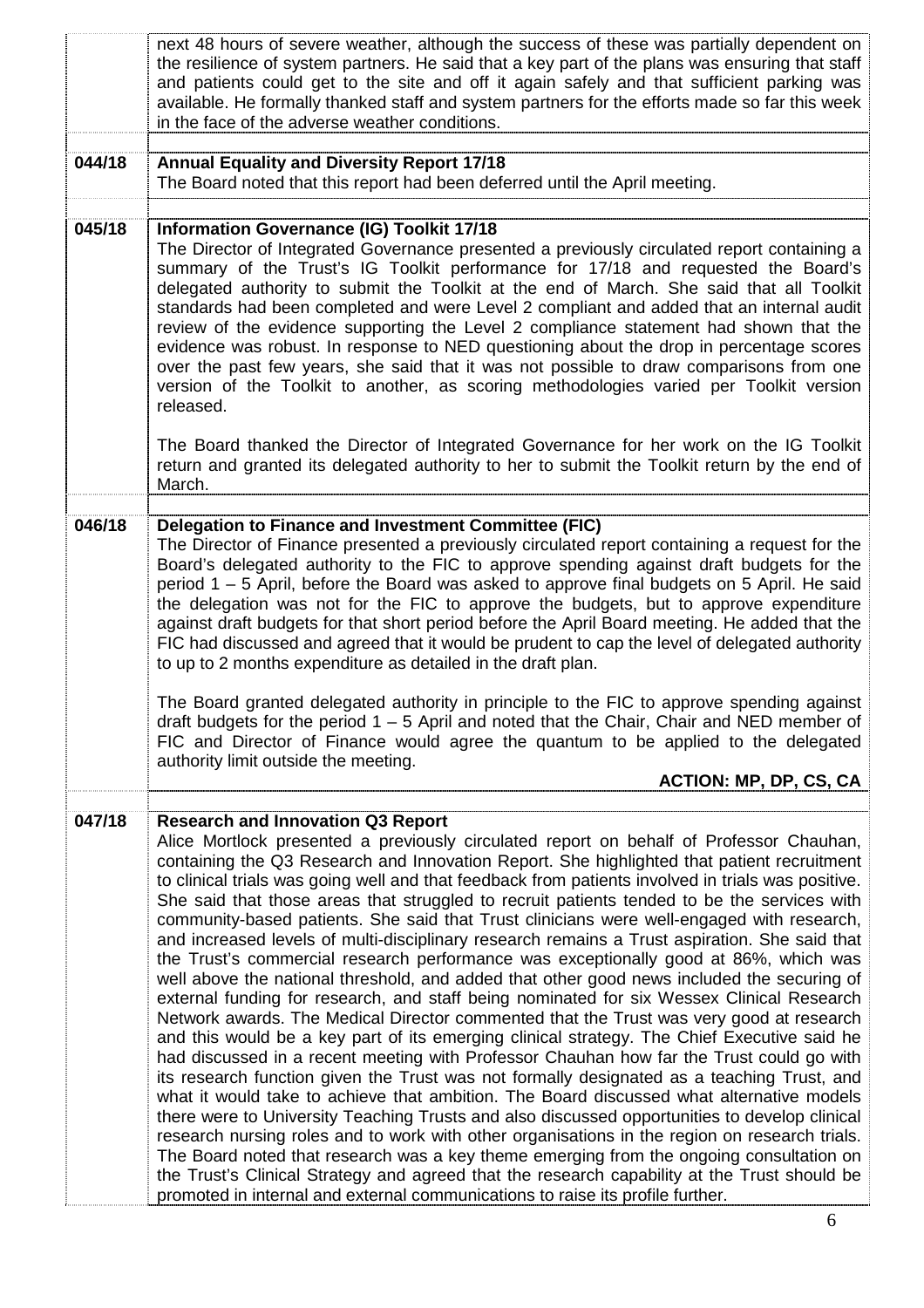| | |
|---|---|
| | next 48 hours of severe weather, although the success of these was partially dependent on the resilience of system partners. He said that a key part of the plans was ensuring that staff and patients could get to the site and off it again safely and that sufficient parking was available. He formally thanked staff and system partners for the efforts made so far this week in the face of the adverse weather conditions. |
| **044/18** | **Annual Equality and Diversity Report 17/18**<br>The Board noted that this report had been deferred until the April meeting. |
| **045/18** | **Information Governance (IG) Toolkit 17/18**<br>The Director of Integrated Governance presented a previously circulated report containing a summary of the Trust's IG Toolkit performance for 17/18 and requested the Board's delegated authority to submit the Toolkit at the end of March. She said that all Toolkit standards had been completed and were Level 2 compliant and added that an internal audit review of the evidence supporting the Level 2 compliance statement had shown that the evidence was robust. In response to NED questioning about the drop in percentage scores over the past few years, she said that it was not possible to draw comparisons from one version of the Toolkit to another, as scoring methodologies varied per Toolkit version released.<br><br>The Board thanked the Director of Integrated Governance for her work on the IG Toolkit return and granted its delegated authority to her to submit the Toolkit return by the end of March. |
| **046/18** | **Delegation to Finance and Investment Committee (FIC)**<br>The Director of Finance presented a previously circulated report containing a request for the Board's delegated authority to the FIC to approve spending against draft budgets for the period 1 – 5 April, before the Board was asked to approve final budgets on 5 April. He said the delegation was not for the FIC to approve the budgets, but to approve expenditure against draft budgets for that short period before the April Board meeting. He added that the FIC had discussed and agreed that it would be prudent to cap the level of delegated authority to up to 2 months expenditure as detailed in the draft plan.<br><br>The Board granted delegated authority in principle to the FIC to approve spending against draft budgets for the period 1 – 5 April and noted that the Chair, Chair and NED member of FIC and Director of Finance would agree the quantum to be applied to the delegated authority limit outside the meeting.<br><br>**ACTION: MP, DP, CS, CA** |
| **047/18** | **Research and Innovation Q3 Report**<br>Alice Mortlock presented a previously circulated report on behalf of Professor Chauhan, containing the Q3 Research and Innovation Report. She highlighted that patient recruitment to clinical trials was going well and that feedback from patients involved in trials was positive. She said that those areas that struggled to recruit patients tended to be the services with community-based patients. She said that Trust clinicians were well-engaged with research, and increased levels of multi-disciplinary research remains a Trust aspiration. She said that the Trust's commercial research performance was exceptionally good at 86%, which was well above the national threshold, and added that other good news included the securing of external funding for research, and staff being nominated for six Wessex Clinical Research Network awards. The Medical Director commented that the Trust was very good at research and this would be a key part of its emerging clinical strategy. The Chief Executive said he had discussed in a recent meeting with Professor Chauhan how far the Trust could go with its research function given the Trust was not formally designated as a teaching Trust, and what it would take to achieve that ambition. The Board discussed what alternative models there were to University Teaching Trusts and also discussed opportunities to develop clinical research nursing roles and to work with other organisations in the region on research trials. The Board noted that research was a key theme emerging from the ongoing consultation on the Trust's Clinical Strategy and agreed that the research capability at the Trust should be promoted in internal and external communications to raise its profile further. |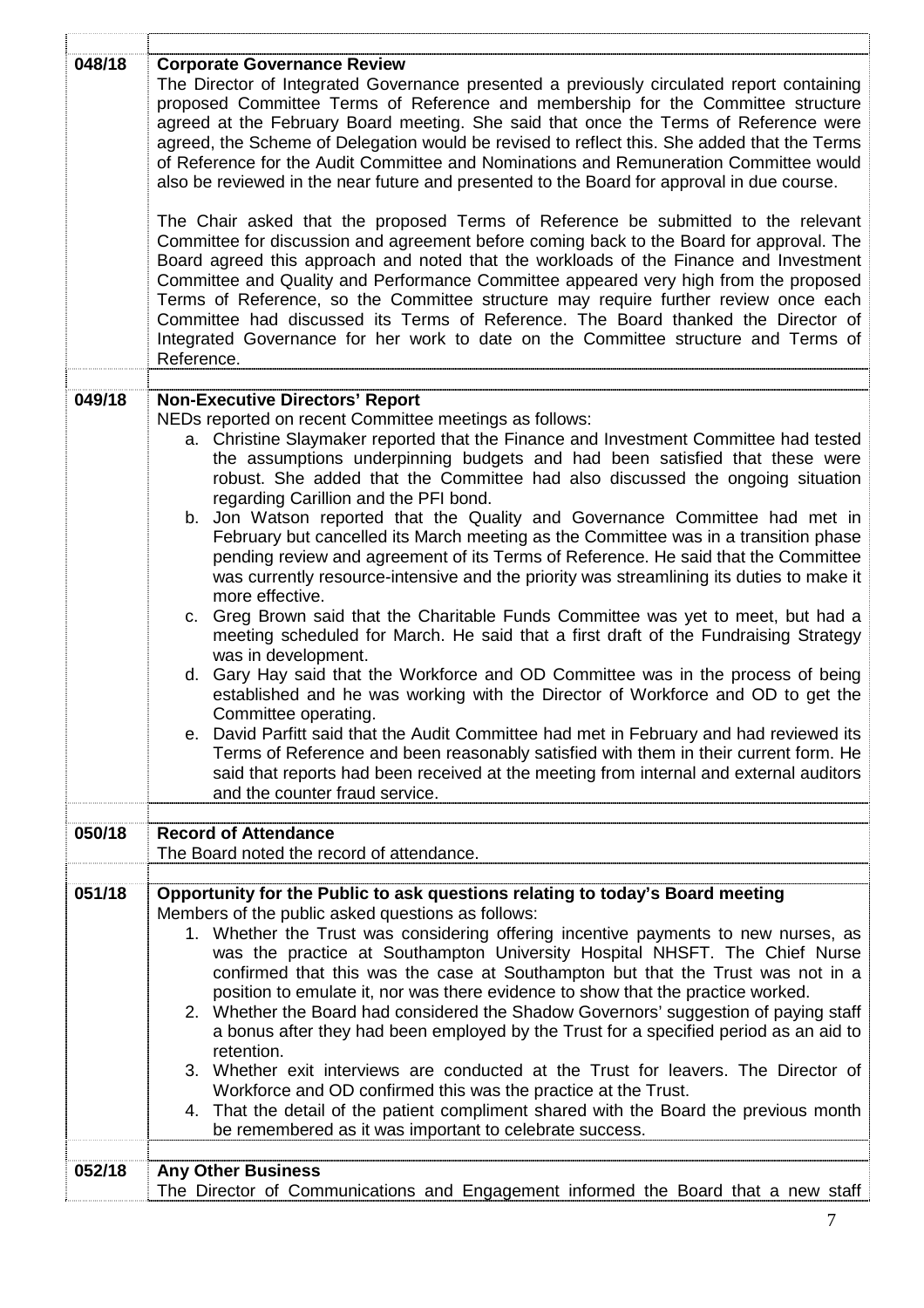| | |
|---|---|
| 048/18 | **Corporate Governance Review**<br>The Director of Integrated Governance presented a previously circulated report containing proposed Committee Terms of Reference and membership for the Committee structure agreed at the February Board meeting. She said that once the Terms of Reference were agreed, the Scheme of Delegation would be revised to reflect this. She added that the Terms of Reference for the Audit Committee and Nominations and Remuneration Committee would also be reviewed in the near future and presented to the Board for approval in due course.<br><br>The Chair asked that the proposed Terms of Reference be submitted to the relevant Committee for discussion and agreement before coming back to the Board for approval. The Board agreed this approach and noted that the workloads of the Finance and Investment Committee and Quality and Performance Committee appeared very high from the proposed Terms of Reference, so the Committee structure may require further review once each Committee had discussed its Terms of Reference. The Board thanked the Director of Integrated Governance for her work to date on the Committee structure and Terms of Reference. |
| 049/18 | **Non-Executive Directors' Report**<br>NEDs reported on recent Committee meetings as follows:<br>a. Christine Slaymaker reported that the Finance and Investment Committee had tested the assumptions underpinning budgets and had been satisfied that these were robust. She added that the Committee had also discussed the ongoing situation regarding Carillion and the PFI bond.<br>b. Jon Watson reported that the Quality and Governance Committee had met in February but cancelled its March meeting as the Committee was in a transition phase pending review and agreement of its Terms of Reference. He said that the Committee was currently resource-intensive and the priority was streamlining its duties to make it more effective.<br>c. Greg Brown said that the Charitable Funds Committee was yet to meet, but had a meeting scheduled for March. He said that a first draft of the Fundraising Strategy was in development.<br>d. Gary Hay said that the Workforce and OD Committee was in the process of being established and he was working with the Director of Workforce and OD to get the Committee operating.<br>e. David Parfitt said that the Audit Committee had met in February and had reviewed its Terms of Reference and been reasonably satisfied with them in their current form. He said that reports had been received at the meeting from internal and external auditors and the counter fraud service. |
| 050/18 | **Record of Attendance**<br>The Board noted the record of attendance. |
| 051/18 | **Opportunity for the Public to ask questions relating to today's Board meeting**<br>Members of the public asked questions as follows:<br>1. Whether the Trust was considering offering incentive payments to new nurses, as was the practice at Southampton University Hospital NHSFT. The Chief Nurse confirmed that this was the case at Southampton but that the Trust was not in a position to emulate it, nor was there evidence to show that the practice worked.<br>2. Whether the Board had considered the Shadow Governors' suggestion of paying staff a bonus after they had been employed by the Trust for a specified period as an aid to retention.<br>3. Whether exit interviews are conducted at the Trust for leavers. The Director of Workforce and OD confirmed this was the practice at the Trust.<br>4. That the detail of the patient compliment shared with the Board the previous month be remembered as it was important to celebrate success. |
| 052/18 | **Any Other Business**<br>The Director of Communications and Engagement informed the Board that a new staff |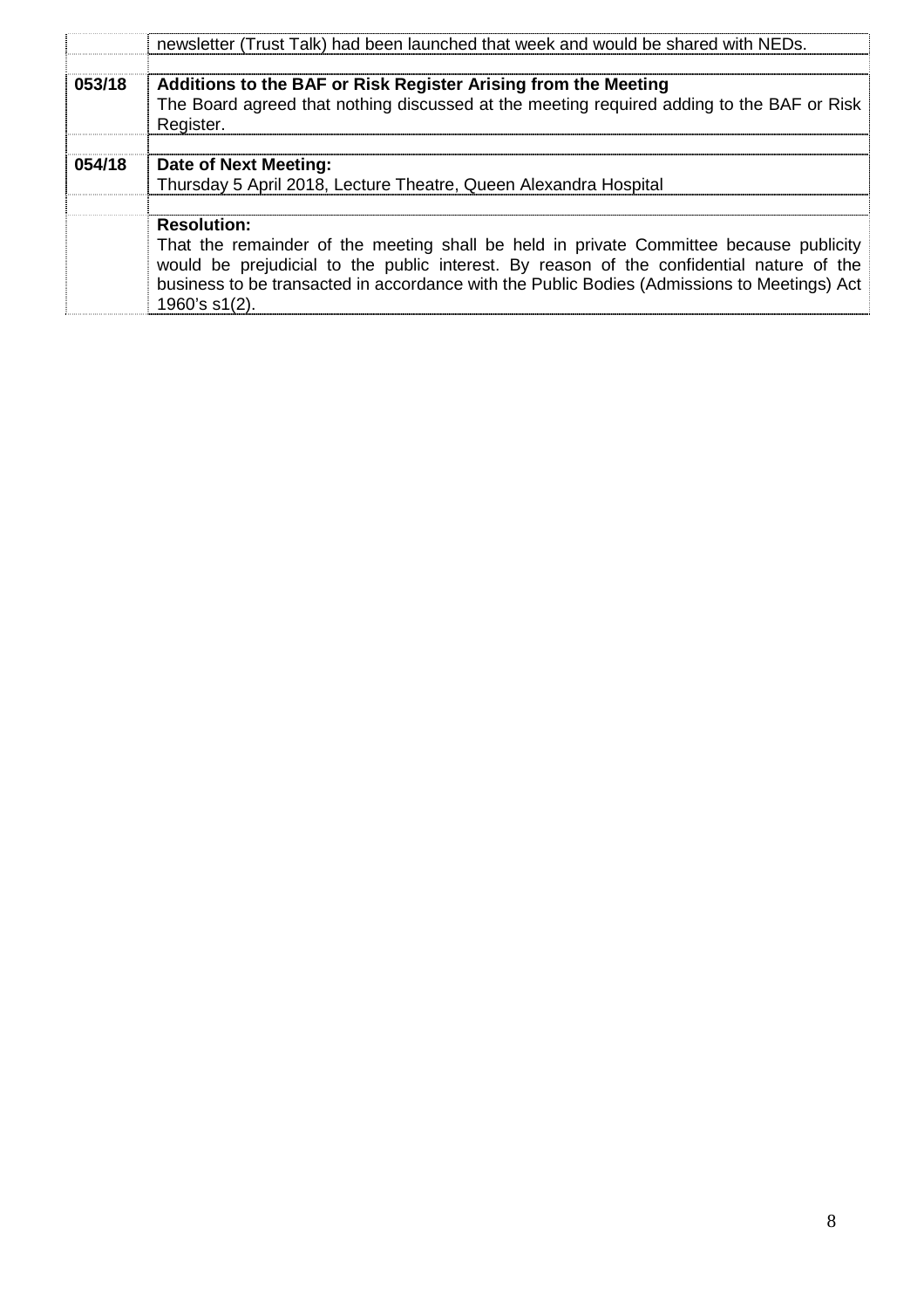| | |
|---|---|
| | newsletter (Trust Talk) had been launched that week and would be shared with NEDs. |
| | |
| **053/18** | **Additions to the BAF or Risk Register Arising from the Meeting**<br>The Board agreed that nothing discussed at the meeting required adding to the BAF or Risk Register. |
| | |
| **054/18** | **Date of Next Meeting:**<br>Thursday 5 April 2018, Lecture Theatre, Queen Alexandra Hospital |
| | |
| | **Resolution:**<br>That the remainder of the meeting shall be held in private Committee because publicity would be prejudicial to the public interest. By reason of the confidential nature of the business to be transacted in accordance with the Public Bodies (Admissions to Meetings) Act 1960's s1(2). |